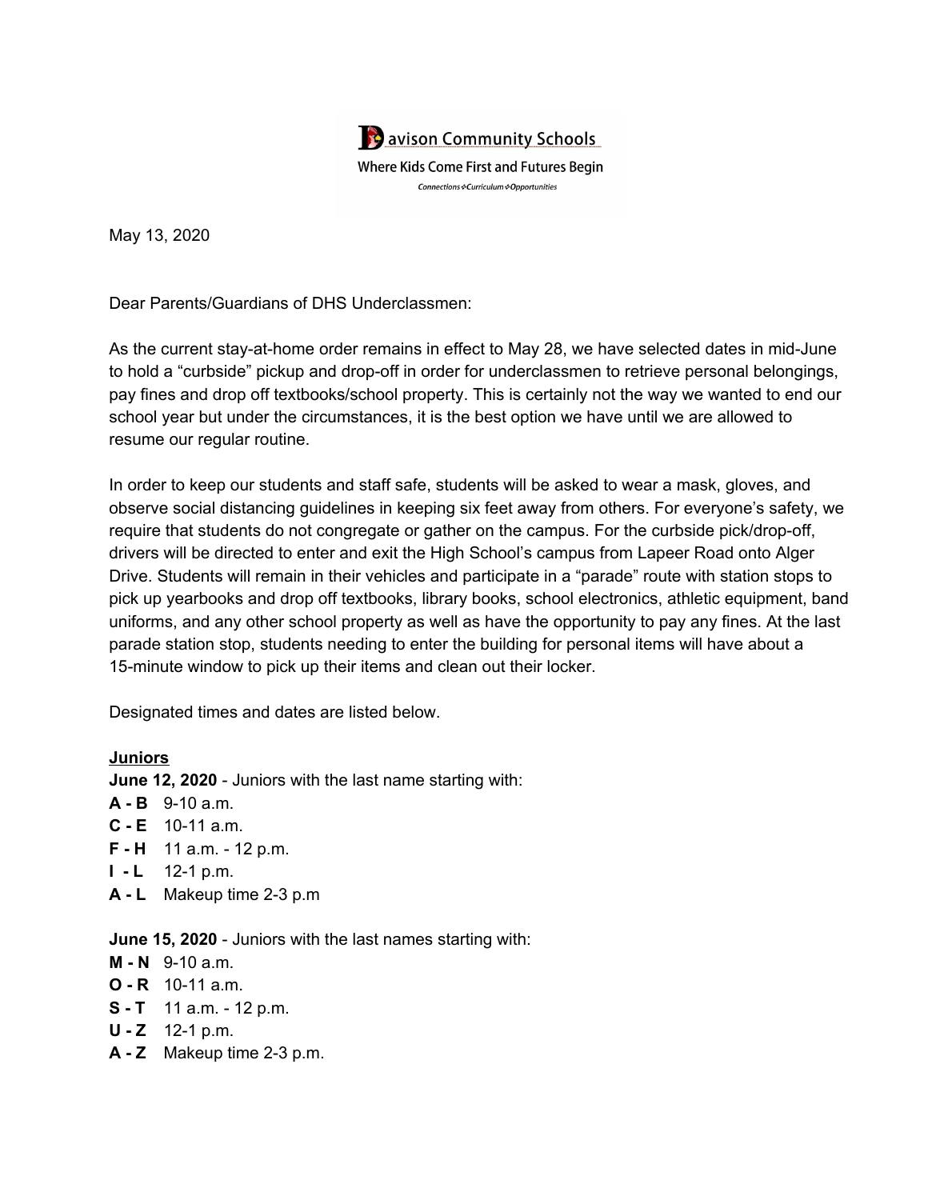Davison Community Schools

Where Kids Come First and Futures Begin

*Connections ❖ Curriculum ❖ Opportunities*

May 13, 2020

Dear Parents/Guardians of DHS Underclassmen:

As the current stay-at-home order remains in effect to May 28, we have selected dates in mid-June to hold a "curbside" pickup and drop-off in order for underclassmen to retrieve personal belongings, pay fines and drop off textbooks/school property. This is certainly not the way we wanted to end our school year but under the circumstances, it is the best option we have until we are allowed to resume our regular routine.

In order to keep our students and staff safe, students will be asked to wear a mask, gloves, and observe social distancing guidelines in keeping six feet away from others. For everyone's safety, we require that students do not congregate or gather on the campus. For the curbside pick/drop-off, drivers will be directed to enter and exit the High School's campus from Lapeer Road onto Alger Drive. Students will remain in their vehicles and participate in a "parade" route with station stops to pick up yearbooks and drop off textbooks, library books, school electronics, athletic equipment, band uniforms, and any other school property as well as have the opportunity to pay any fines. At the last parade station stop, students needing to enter the building for personal items will have about a 15-minute window to pick up their items and clean out their locker.

Designated times and dates are listed below.

**Juniors**

**June 12, 2020** - Juniors with the last name starting with:

**A - B** 9-10 a.m.
**C - E** 10-11 a.m.
**F - H** 11 a.m. - 12 p.m.
**I - L** 12-1 p.m.
**A - L** Makeup time 2-3 p.m

**June 15, 2020** - Juniors with the last names starting with:

**M - N** 9-10 a.m.
**O - R** 10-11 a.m.
**S - T** 11 a.m. - 12 p.m.
**U - Z** 12-1 p.m.
**A - Z** Makeup time 2-3 p.m.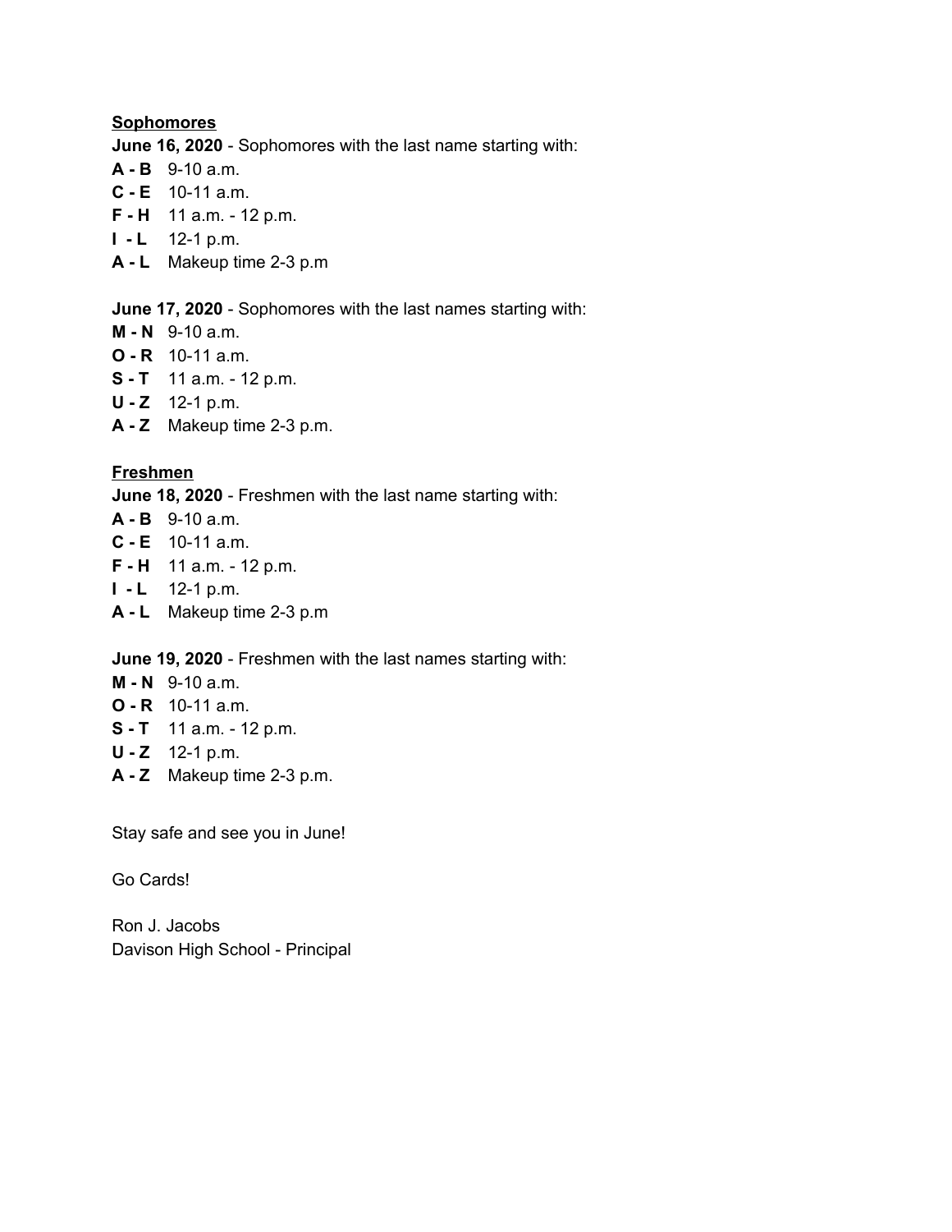**Sophomores**

**June 16, 2020** - Sophomores with the last name starting with:

**A - B** 9-10 a.m.
**C - E** 10-11 a.m.
**F - H** 11 a.m. - 12 p.m.
**I - L** 12-1 p.m.
**A - L** Makeup time 2-3 p.m

**June 17, 2020** - Sophomores with the last names starting with:

**M - N** 9-10 a.m.
**O - R** 10-11 a.m.
**S - T** 11 a.m. - 12 p.m.
**U - Z** 12-1 p.m.
**A - Z** Makeup time 2-3 p.m.

**Freshmen**

**June 18, 2020** - Freshmen with the last name starting with:

**A - B** 9-10 a.m.
**C - E** 10-11 a.m.
**F - H** 11 a.m. - 12 p.m.
**I - L** 12-1 p.m.
**A - L** Makeup time 2-3 p.m

**June 19, 2020** - Freshmen with the last names starting with:

**M - N** 9-10 a.m.
**O - R** 10-11 a.m.
**S - T** 11 a.m. - 12 p.m.
**U - Z** 12-1 p.m.
**A - Z** Makeup time 2-3 p.m.

Stay safe and see you in June!

Go Cards!

Ron J. Jacobs
Davison High School - Principal